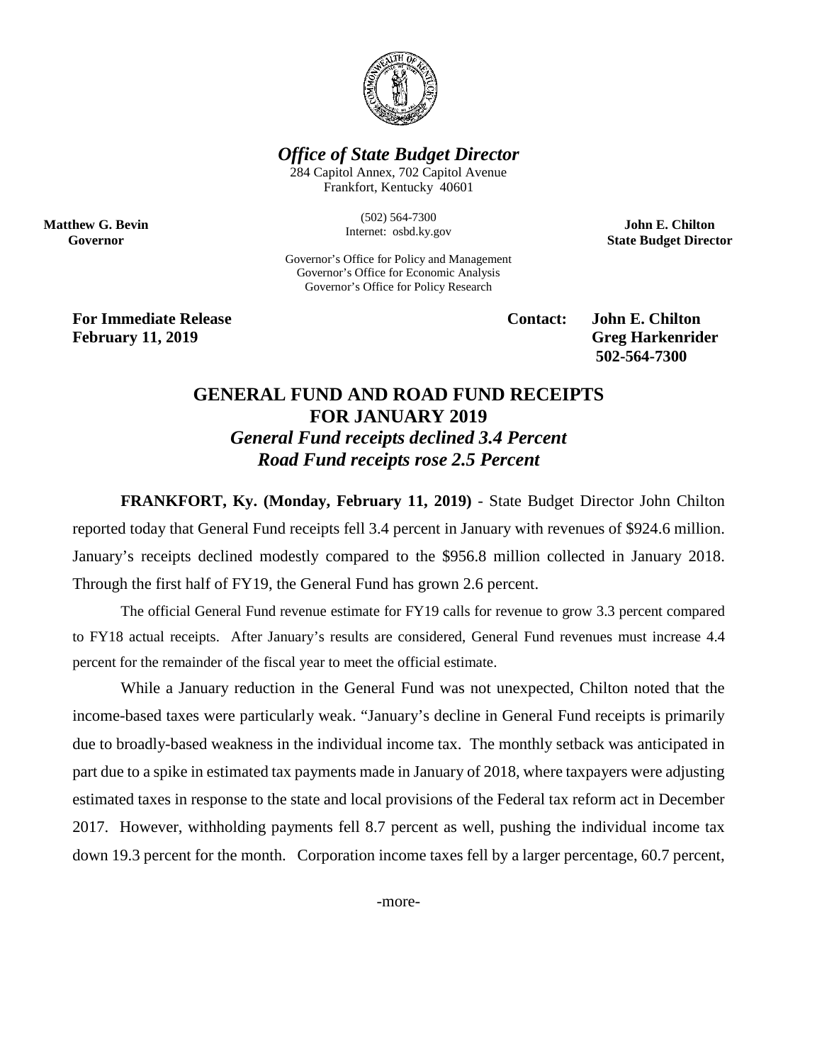*Office of State Budget Director*

284 Capitol Annex, 702 Capitol Avenue
Frankfort, Kentucky 40601

(502) 564-7300
Internet: osbd.ky.gov

Governor's Office for Policy and Management
Governor's Office for Economic Analysis
Governor's Office for Policy Research

**Matthew G. Bevin**
**Governor**

**John E. Chilton**
**State Budget Director**

**For Immediate Release**
**February 11, 2019**

**Contact: John E. Chilton**
**Greg Harkenrider**
**502-564-7300**

# GENERAL FUND AND ROAD FUND RECEIPTS FOR JANUARY 2019

## *General Fund receipts declined 3.4 Percent*

## *Road Fund receipts rose 2.5 Percent*

**FRANKFORT, Ky. (Monday, February 11, 2019)** - State Budget Director John Chilton reported today that General Fund receipts fell 3.4 percent in January with revenues of $924.6 million. January's receipts declined modestly compared to the $956.8 million collected in January 2018. Through the first half of FY19, the General Fund has grown 2.6 percent.

The official General Fund revenue estimate for FY19 calls for revenue to grow 3.3 percent compared to FY18 actual receipts. After January's results are considered, General Fund revenues must increase 4.4 percent for the remainder of the fiscal year to meet the official estimate.

While a January reduction in the General Fund was not unexpected, Chilton noted that the income-based taxes were particularly weak. "January's decline in General Fund receipts is primarily due to broadly-based weakness in the individual income tax. The monthly setback was anticipated in part due to a spike in estimated tax payments made in January of 2018, where taxpayers were adjusting estimated taxes in response to the state and local provisions of the Federal tax reform act in December 2017. However, withholding payments fell 8.7 percent as well, pushing the individual income tax down 19.3 percent for the month. Corporation income taxes fell by a larger percentage, 60.7 percent,

-more-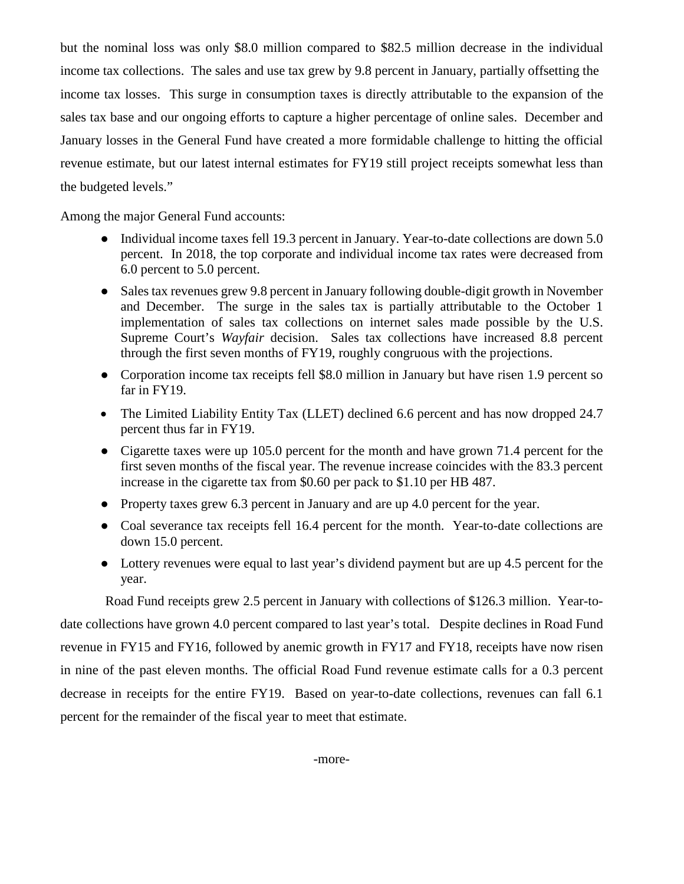but the nominal loss was only $8.0 million compared to $82.5 million decrease in the individual income tax collections. The sales and use tax grew by 9.8 percent in January, partially offsetting the income tax losses. This surge in consumption taxes is directly attributable to the expansion of the sales tax base and our ongoing efforts to capture a higher percentage of online sales. December and January losses in the General Fund have created a more formidable challenge to hitting the official revenue estimate, but our latest internal estimates for FY19 still project receipts somewhat less than the budgeted levels."

Among the major General Fund accounts:

- Individual income taxes fell 19.3 percent in January. Year-to-date collections are down 5.0 percent. In 2018, the top corporate and individual income tax rates were decreased from 6.0 percent to 5.0 percent.
- Sales tax revenues grew 9.8 percent in January following double-digit growth in November and December. The surge in the sales tax is partially attributable to the October 1 implementation of sales tax collections on internet sales made possible by the U.S. Supreme Court's *Wayfair* decision. Sales tax collections have increased 8.8 percent through the first seven months of FY19, roughly congruous with the projections.
- Corporation income tax receipts fell $8.0 million in January but have risen 1.9 percent so far in FY19.
- The Limited Liability Entity Tax (LLET) declined 6.6 percent and has now dropped 24.7 percent thus far in FY19.
- Cigarette taxes were up 105.0 percent for the month and have grown 71.4 percent for the first seven months of the fiscal year. The revenue increase coincides with the 83.3 percent increase in the cigarette tax from $0.60 per pack to $1.10 per HB 487.
- Property taxes grew 6.3 percent in January and are up 4.0 percent for the year.
- Coal severance tax receipts fell 16.4 percent for the month. Year-to-date collections are down 15.0 percent.
- Lottery revenues were equal to last year's dividend payment but are up 4.5 percent for the year.

Road Fund receipts grew 2.5 percent in January with collections of $126.3 million. Year-to-date collections have grown 4.0 percent compared to last year's total. Despite declines in Road Fund revenue in FY15 and FY16, followed by anemic growth in FY17 and FY18, receipts have now risen in nine of the past eleven months. The official Road Fund revenue estimate calls for a 0.3 percent decrease in receipts for the entire FY19. Based on year-to-date collections, revenues can fall 6.1 percent for the remainder of the fiscal year to meet that estimate.

-more-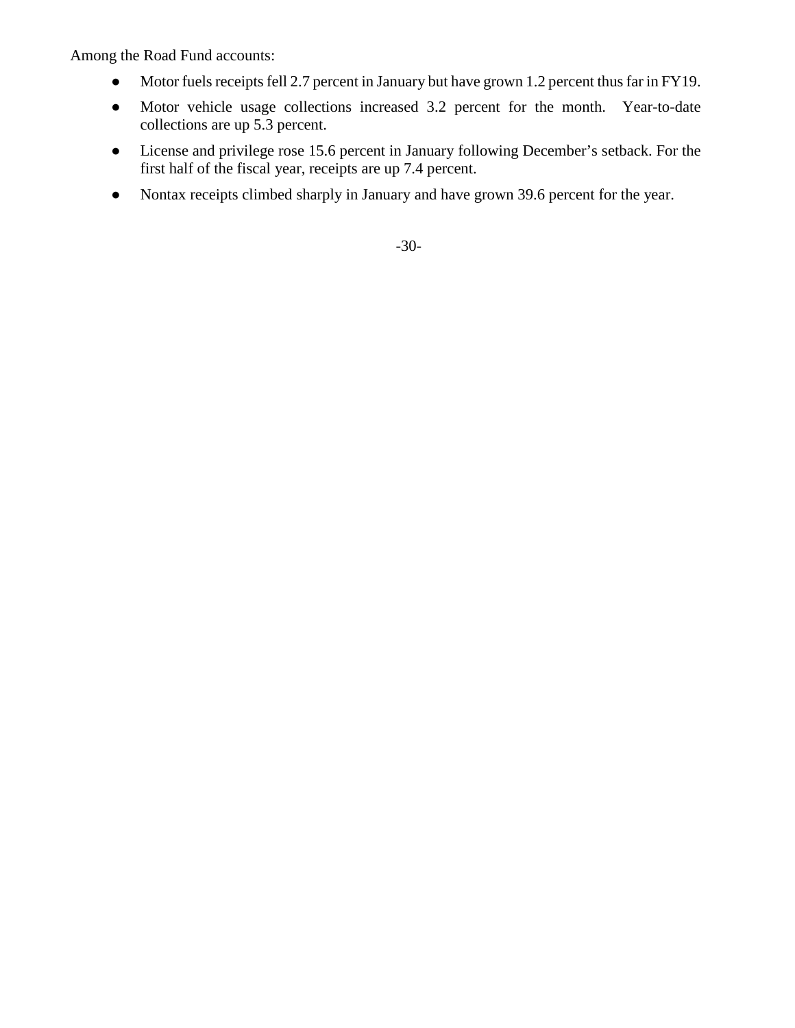Among the Road Fund accounts:

- Motor fuels receipts fell 2.7 percent in January but have grown 1.2 percent thus far in FY19.
- Motor vehicle usage collections increased 3.2 percent for the month. Year-to-date collections are up 5.3 percent.
- License and privilege rose 15.6 percent in January following December's setback. For the first half of the fiscal year, receipts are up 7.4 percent.
- Nontax receipts climbed sharply in January and have grown 39.6 percent for the year.

-30-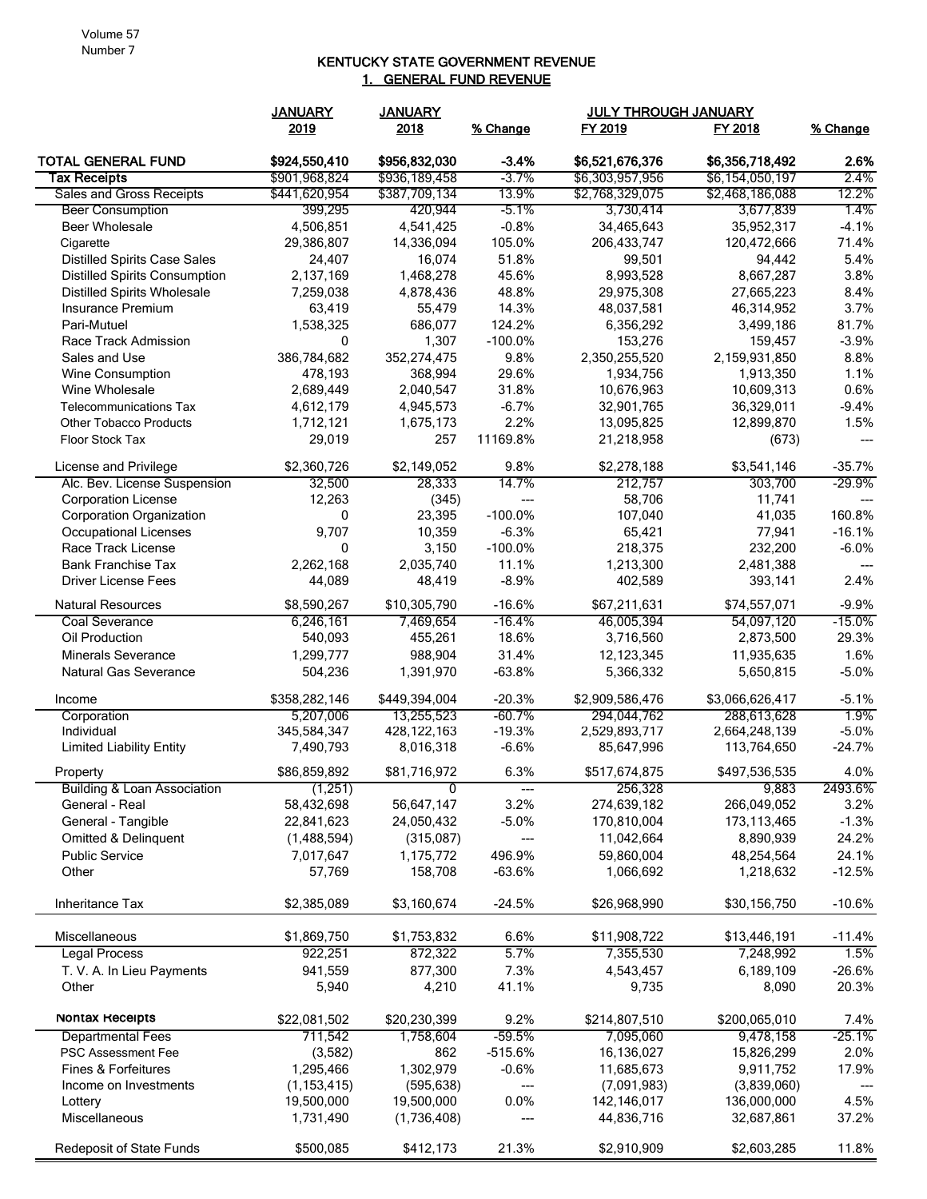# KENTUCKY STATE GOVERNMENT REVENUE

## 1. GENERAL FUND REVENUE

| | JANUARY 2019 | JANUARY 2018 | % Change | JULY THROUGH JANUARY FY 2019 | FY 2018 | % Change |
|---|---|---|---|---|---|---|
| **TOTAL GENERAL FUND** | **$924,550,410** | **$956,832,030** | **-3.4%** | **$6,521,676,376** | **$6,356,718,492** | **2.6%** |
| **Tax Receipts** | $901,968,824 | $936,189,458 | -3.7% | $6,303,957,956 | $6,154,050,197 | 2.4% |
| Sales and Gross Receipts | $441,620,954 | $387,709,134 | 13.9% | $2,768,329,075 | $2,468,186,088 | 12.2% |
| Beer Consumption | 399,295 | 420,944 | -5.1% | 3,730,414 | 3,677,839 | 1.4% |
| Beer Wholesale | 4,506,851 | 4,541,425 | -0.8% | 34,465,643 | 35,952,317 | -4.1% |
| Cigarette | 29,386,807 | 14,336,094 | 105.0% | 206,433,747 | 120,472,666 | 71.4% |
| Distilled Spirits Case Sales | 24,407 | 16,074 | 51.8% | 99,501 | 94,442 | 5.4% |
| Distilled Spirits Consumption | 2,137,169 | 1,468,278 | 45.6% | 8,993,528 | 8,667,287 | 3.8% |
| Distilled Spirits Wholesale | 7,259,038 | 4,878,436 | 48.8% | 29,975,308 | 27,665,223 | 8.4% |
| Insurance Premium | 63,419 | 55,479 | 14.3% | 48,037,581 | 46,314,952 | 3.7% |
| Pari-Mutuel | 1,538,325 | 686,077 | 124.2% | 6,356,292 | 3,499,186 | 81.7% |
| Race Track Admission | 0 | 1,307 | -100.0% | 153,276 | 159,457 | -3.9% |
| Sales and Use | 386,784,682 | 352,274,475 | 9.8% | 2,350,255,520 | 2,159,931,850 | 8.8% |
| Wine Consumption | 478,193 | 368,994 | 29.6% | 1,934,756 | 1,913,350 | 1.1% |
| Wine Wholesale | 2,689,449 | 2,040,547 | 31.8% | 10,676,963 | 10,609,313 | 0.6% |
| Telecommunications Tax | 4,612,179 | 4,945,573 | -6.7% | 32,901,765 | 36,329,011 | -9.4% |
| Other Tobacco Products | 1,712,121 | 1,675,173 | 2.2% | 13,095,825 | 12,899,870 | 1.5% |
| Floor Stock Tax | 29,019 | 257 | 11169.8% | 21,218,958 | (673) | --- |
| License and Privilege | $2,360,726 | $2,149,052 | 9.8% | $2,278,188 | $3,541,146 | -35.7% |
| Alc. Bev. License Suspension | 32,500 | 28,333 | 14.7% | 212,757 | 303,700 | -29.9% |
| Corporation License | 12,263 | (345) | --- | 58,706 | 11,741 | --- |
| Corporation Organization | 0 | 23,395 | -100.0% | 107,040 | 41,035 | 160.8% |
| Occupational Licenses | 9,707 | 10,359 | -6.3% | 65,421 | 77,941 | -16.1% |
| Race Track License | 0 | 3,150 | -100.0% | 218,375 | 232,200 | -6.0% |
| Bank Franchise Tax | 2,262,168 | 2,035,740 | 11.1% | 1,213,300 | 2,481,388 | --- |
| Driver License Fees | 44,089 | 48,419 | -8.9% | 402,589 | 393,141 | 2.4% |
| Natural Resources | $8,590,267 | $10,305,790 | -16.6% | $67,211,631 | $74,557,071 | -9.9% |
| Coal Severance | 6,246,161 | 7,469,654 | -16.4% | 46,005,394 | 54,097,120 | -15.0% |
| Oil Production | 540,093 | 455,261 | 18.6% | 3,716,560 | 2,873,500 | 29.3% |
| Minerals Severance | 1,299,777 | 988,904 | 31.4% | 12,123,345 | 11,935,635 | 1.6% |
| Natural Gas Severance | 504,236 | 1,391,970 | -63.8% | 5,366,332 | 5,650,815 | -5.0% |
| Income | $358,282,146 | $449,394,004 | -20.3% | $2,909,586,476 | $3,066,626,417 | -5.1% |
| Corporation | 5,207,006 | 13,255,523 | -60.7% | 294,044,762 | 288,613,628 | 1.9% |
| Individual | 345,584,347 | 428,122,163 | -19.3% | 2,529,893,717 | 2,664,248,139 | -5.0% |
| Limited Liability Entity | 7,490,793 | 8,016,318 | -6.6% | 85,647,996 | 113,764,650 | -24.7% |
| Property | $86,859,892 | $81,716,972 | 6.3% | $517,674,875 | $497,536,535 | 4.0% |
| Building & Loan Association | (1,251) | 0 | --- | 256,328 | 9,883 | 2493.6% |
| General - Real | 58,432,698 | 56,647,147 | 3.2% | 274,639,182 | 266,049,052 | 3.2% |
| General - Tangible | 22,841,623 | 24,050,432 | -5.0% | 170,810,004 | 173,113,465 | -1.3% |
| Omitted & Delinquent | (1,488,594) | (315,087) | --- | 11,042,664 | 8,890,939 | 24.2% |
| Public Service | 7,017,647 | 1,175,772 | 496.9% | 59,860,004 | 48,254,564 | 24.1% |
| Other | 57,769 | 158,708 | -63.6% | 1,066,692 | 1,218,632 | -12.5% |
| Inheritance Tax | $2,385,089 | $3,160,674 | -24.5% | $26,968,990 | $30,156,750 | -10.6% |
| Miscellaneous | $1,869,750 | $1,753,832 | 6.6% | $11,908,722 | $13,446,191 | -11.4% |
| Legal Process | 922,251 | 872,322 | 5.7% | 7,355,530 | 7,248,992 | 1.5% |
| T. V. A. In Lieu Payments | 941,559 | 877,300 | 7.3% | 4,543,457 | 6,189,109 | -26.6% |
| Other | 5,940 | 4,210 | 41.1% | 9,735 | 8,090 | 20.3% |
| **Nontax Receipts** | $22,081,502 | $20,230,399 | 9.2% | $214,807,510 | $200,065,010 | 7.4% |
| Departmental Fees | 711,542 | 1,758,604 | -59.5% | 7,095,060 | 9,478,158 | -25.1% |
| PSC Assessment Fee | (3,582) | 862 | -515.6% | 16,136,027 | 15,826,299 | 2.0% |
| Fines & Forfeitures | 1,295,466 | 1,302,979 | -0.6% | 11,685,673 | 9,911,752 | 17.9% |
| Income on Investments | (1,153,415) | (595,638) | --- | (7,091,983) | (3,839,060) | --- |
| Lottery | 19,500,000 | 19,500,000 | 0.0% | 142,146,017 | 136,000,000 | 4.5% |
| Miscellaneous | 1,731,490 | (1,736,408) | --- | 44,836,716 | 32,687,861 | 37.2% |
| Redeposit of State Funds | $500,085 | $412,173 | 21.3% | $2,910,909 | $2,603,285 | 11.8% |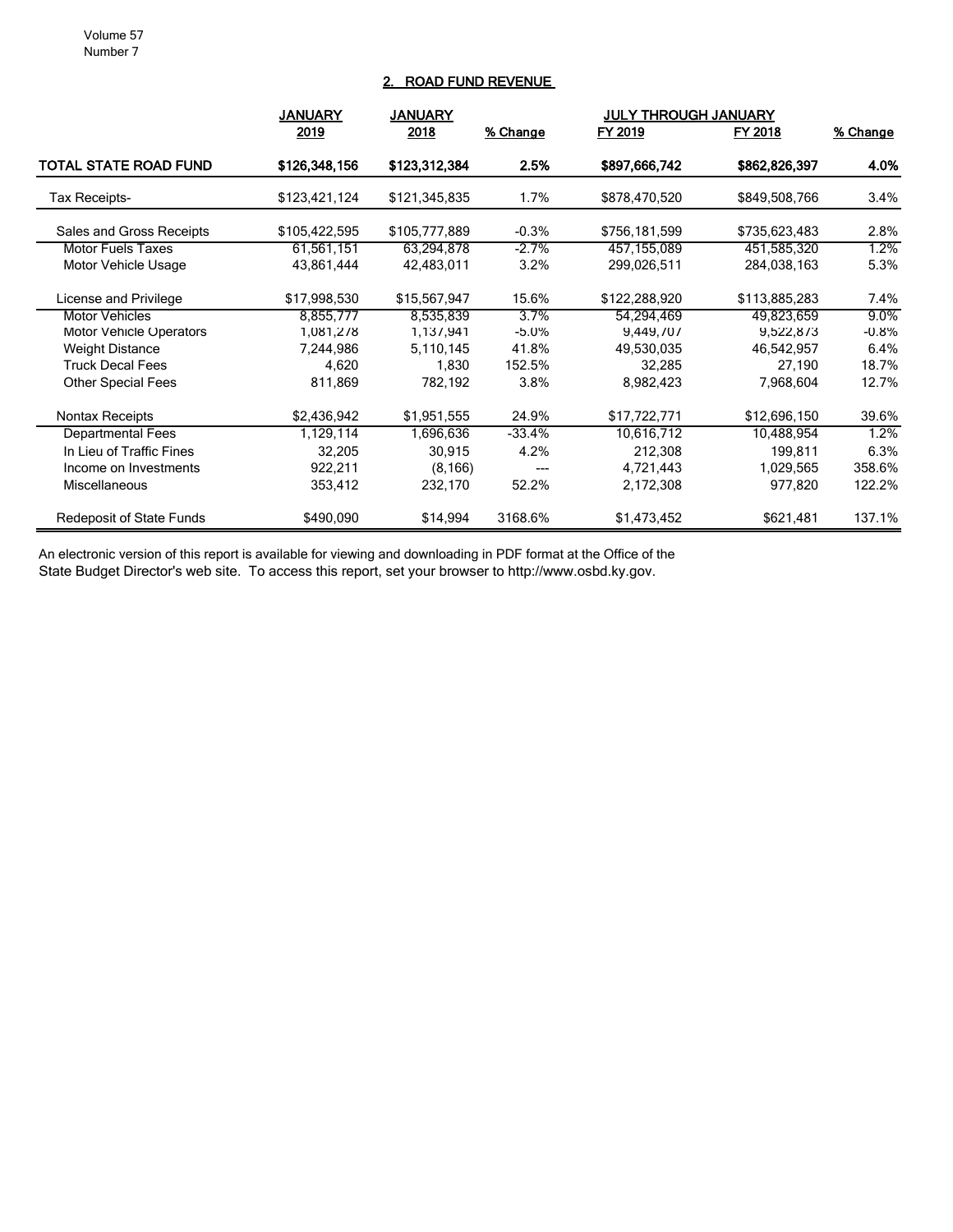## 2. ROAD FUND REVENUE

| | JANUARY 2019 | JANUARY 2018 | % Change | JULY THROUGH JANUARY FY 2019 | FY 2018 | % Change |
|---|---|---|---|---|---|---|
| **TOTAL STATE ROAD FUND** | **$126,348,156** | **$123,312,384** | **2.5%** | **$897,666,742** | **$862,826,397** | **4.0%** |
| Tax Receipts- | $123,421,124 | $121,345,835 | 1.7% | $878,470,520 | $849,508,766 | 3.4% |
| Sales and Gross Receipts | $105,422,595 | $105,777,889 | -0.3% | $756,181,599 | $735,623,483 | 2.8% |
| Motor Fuels Taxes | 61,561,151 | 63,294,878 | -2.7% | 457,155,089 | 451,585,320 | 1.2% |
| Motor Vehicle Usage | 43,861,444 | 42,483,011 | 3.2% | 299,026,511 | 284,038,163 | 5.3% |
| License and Privilege | $17,998,530 | $15,567,947 | 15.6% | $122,288,920 | $113,885,283 | 7.4% |
| Motor Vehicles | 8,855,777 | 8,535,839 | 3.7% | 54,294,469 | 49,823,659 | 9.0% |
| Motor Vehicle Operators | 1,081,278 | 1,137,941 | -5.0% | 9,449,707 | 9,522,873 | -0.8% |
| Weight Distance | 7,244,986 | 5,110,145 | 41.8% | 49,530,035 | 46,542,957 | 6.4% |
| Truck Decal Fees | 4,620 | 1,830 | 152.5% | 32,285 | 27,190 | 18.7% |
| Other Special Fees | 811,869 | 782,192 | 3.8% | 8,982,423 | 7,968,604 | 12.7% |
| Nontax Receipts | $2,436,942 | $1,951,555 | 24.9% | $17,722,771 | $12,696,150 | 39.6% |
| Departmental Fees | 1,129,114 | 1,696,636 | -33.4% | 10,616,712 | 10,488,954 | 1.2% |
| In Lieu of Traffic Fines | 32,205 | 30,915 | 4.2% | 212,308 | 199,811 | 6.3% |
| Income on Investments | 922,211 | (8,166) | --- | 4,721,443 | 1,029,565 | 358.6% |
| Miscellaneous | 353,412 | 232,170 | 52.2% | 2,172,308 | 977,820 | 122.2% |
| Redeposit of State Funds | $490,090 | $14,994 | 3168.6% | $1,473,452 | $621,481 | 137.1% |

An electronic version of this report is available for viewing and downloading in PDF format at the Office of the State Budget Director's web site. To access this report, set your browser to http://www.osbd.ky.gov.